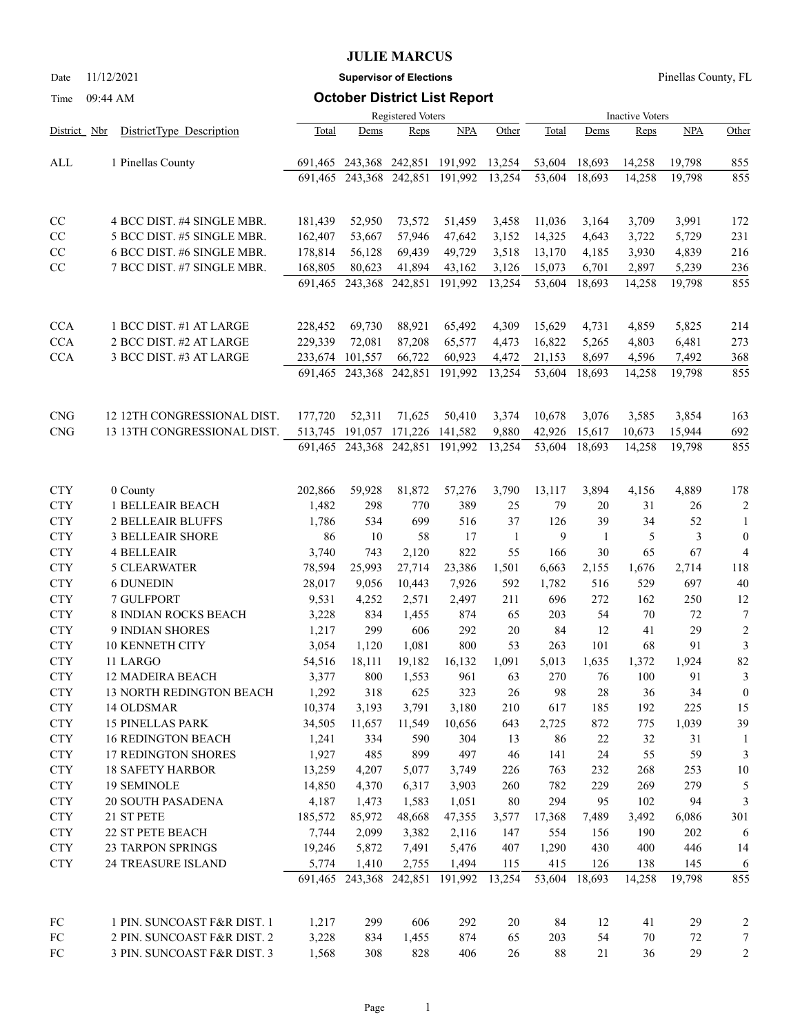# JULIE MARCUS

Date 11/12/2021 **Supervisor of Elections** Pinellas County, FL

Time 09:44 AM **October District List Report**

| District | Nbr DistrictType Description | Registered Voters | | | | | Inactive Voters | | | | |
|---|---|---|---|---|---|---|---|---|---|---|---|
| | | Total | Dems | Reps | NPA | Other | Total | Dems | Reps | NPA | Other |
| ALL | 1 Pinellas County | 691,465 | 243,368 | 242,851 | 191,992 | 13,254 | 53,604 | 18,693 | 14,258 | 19,798 | 855 |
| | | 691,465 | 243,368 | 242,851 | 191,992 | 13,254 | 53,604 | 18,693 | 14,258 | 19,798 | 855 |
| CC | 4 BCC DIST. #4 SINGLE MBR. | 181,439 | 52,950 | 73,572 | 51,459 | 3,458 | 11,036 | 3,164 | 3,709 | 3,991 | 172 |
| CC | 5 BCC DIST. #5 SINGLE MBR. | 162,407 | 53,667 | 57,946 | 47,642 | 3,152 | 14,325 | 4,643 | 3,722 | 5,729 | 231 |
| CC | 6 BCC DIST. #6 SINGLE MBR. | 178,814 | 56,128 | 69,439 | 49,729 | 3,518 | 13,170 | 4,185 | 3,930 | 4,839 | 216 |
| CC | 7 BCC DIST. #7 SINGLE MBR. | 168,805 | 80,623 | 41,894 | 43,162 | 3,126 | 15,073 | 6,701 | 2,897 | 5,239 | 236 |
| | | 691,465 | 243,368 | 242,851 | 191,992 | 13,254 | 53,604 | 18,693 | 14,258 | 19,798 | 855 |
| CCA | 1 BCC DIST. #1 AT LARGE | 228,452 | 69,730 | 88,921 | 65,492 | 4,309 | 15,629 | 4,731 | 4,859 | 5,825 | 214 |
| CCA | 2 BCC DIST. #2 AT LARGE | 229,339 | 72,081 | 87,208 | 65,577 | 4,473 | 16,822 | 5,265 | 4,803 | 6,481 | 273 |
| CCA | 3 BCC DIST. #3 AT LARGE | 233,674 | 101,557 | 66,722 | 60,923 | 4,472 | 21,153 | 8,697 | 4,596 | 7,492 | 368 |
| | | 691,465 | 243,368 | 242,851 | 191,992 | 13,254 | 53,604 | 18,693 | 14,258 | 19,798 | 855 |
| CNG | 12 12TH CONGRESSIONAL DIST. | 177,720 | 52,311 | 71,625 | 50,410 | 3,374 | 10,678 | 3,076 | 3,585 | 3,854 | 163 |
| CNG | 13 13TH CONGRESSIONAL DIST. | 513,745 | 191,057 | 171,226 | 141,582 | 9,880 | 42,926 | 15,617 | 10,673 | 15,944 | 692 |
| | | 691,465 | 243,368 | 242,851 | 191,992 | 13,254 | 53,604 | 18,693 | 14,258 | 19,798 | 855 |
| CTY | 0 County | 202,866 | 59,928 | 81,872 | 57,276 | 3,790 | 13,117 | 3,894 | 4,156 | 4,889 | 178 |
| CTY | 1 BELLEAIR BEACH | 1,482 | 298 | 770 | 389 | 25 | 79 | 20 | 31 | 26 | 2 |
| CTY | 2 BELLEAIR BLUFFS | 1,786 | 534 | 699 | 516 | 37 | 126 | 39 | 34 | 52 | 1 |
| CTY | 3 BELLEAIR SHORE | 86 | 10 | 58 | 17 | 1 | 9 | 1 | 5 | 3 | 0 |
| CTY | 4 BELLEAIR | 3,740 | 743 | 2,120 | 822 | 55 | 166 | 30 | 65 | 67 | 4 |
| CTY | 5 CLEARWATER | 78,594 | 25,993 | 27,714 | 23,386 | 1,501 | 6,663 | 2,155 | 1,676 | 2,714 | 118 |
| CTY | 6 DUNEDIN | 28,017 | 9,056 | 10,443 | 7,926 | 592 | 1,782 | 516 | 529 | 697 | 40 |
| CTY | 7 GULFPORT | 9,531 | 4,252 | 2,571 | 2,497 | 211 | 696 | 272 | 162 | 250 | 12 |
| CTY | 8 INDIAN ROCKS BEACH | 3,228 | 834 | 1,455 | 874 | 65 | 203 | 54 | 70 | 72 | 7 |
| CTY | 9 INDIAN SHORES | 1,217 | 299 | 606 | 292 | 20 | 84 | 12 | 41 | 29 | 2 |
| CTY | 10 KENNETH CITY | 3,054 | 1,120 | 1,081 | 800 | 53 | 263 | 101 | 68 | 91 | 3 |
| CTY | 11 LARGO | 54,516 | 18,111 | 19,182 | 16,132 | 1,091 | 5,013 | 1,635 | 1,372 | 1,924 | 82 |
| CTY | 12 MADEIRA BEACH | 3,377 | 800 | 1,553 | 961 | 63 | 270 | 76 | 100 | 91 | 3 |
| CTY | 13 NORTH REDINGTON BEACH | 1,292 | 318 | 625 | 323 | 26 | 98 | 28 | 36 | 34 | 0 |
| CTY | 14 OLDSMAR | 10,374 | 3,193 | 3,791 | 3,180 | 210 | 617 | 185 | 192 | 225 | 15 |
| CTY | 15 PINELLAS PARK | 34,505 | 11,657 | 11,549 | 10,656 | 643 | 2,725 | 872 | 775 | 1,039 | 39 |
| CTY | 16 REDINGTON BEACH | 1,241 | 334 | 590 | 304 | 13 | 86 | 22 | 32 | 31 | 1 |
| CTY | 17 REDINGTON SHORES | 1,927 | 485 | 899 | 497 | 46 | 141 | 24 | 55 | 59 | 3 |
| CTY | 18 SAFETY HARBOR | 13,259 | 4,207 | 5,077 | 3,749 | 226 | 763 | 232 | 268 | 253 | 10 |
| CTY | 19 SEMINOLE | 14,850 | 4,370 | 6,317 | 3,903 | 260 | 782 | 229 | 269 | 279 | 5 |
| CTY | 20 SOUTH PASADENA | 4,187 | 1,473 | 1,583 | 1,051 | 80 | 294 | 95 | 102 | 94 | 3 |
| CTY | 21 ST PETE | 185,572 | 85,972 | 48,668 | 47,355 | 3,577 | 17,368 | 7,489 | 3,492 | 6,086 | 301 |
| CTY | 22 ST PETE BEACH | 7,744 | 2,099 | 3,382 | 2,116 | 147 | 554 | 156 | 190 | 202 | 6 |
| CTY | 23 TARPON SPRINGS | 19,246 | 5,872 | 7,491 | 5,476 | 407 | 1,290 | 430 | 400 | 446 | 14 |
| CTY | 24 TREASURE ISLAND | 5,774 | 1,410 | 2,755 | 1,494 | 115 | 415 | 126 | 138 | 145 | 6 |
| | | 691,465 | 243,368 | 242,851 | 191,992 | 13,254 | 53,604 | 18,693 | 14,258 | 19,798 | 855 |
| FC | 1 PIN. SUNCOAST F&R DIST. 1 | 1,217 | 299 | 606 | 292 | 20 | 84 | 12 | 41 | 29 | 2 |
| FC | 2 PIN. SUNCOAST F&R DIST. 2 | 3,228 | 834 | 1,455 | 874 | 65 | 203 | 54 | 70 | 72 | 7 |
| FC | 3 PIN. SUNCOAST F&R DIST. 3 | 1,568 | 308 | 828 | 406 | 26 | 88 | 21 | 36 | 29 | 2 |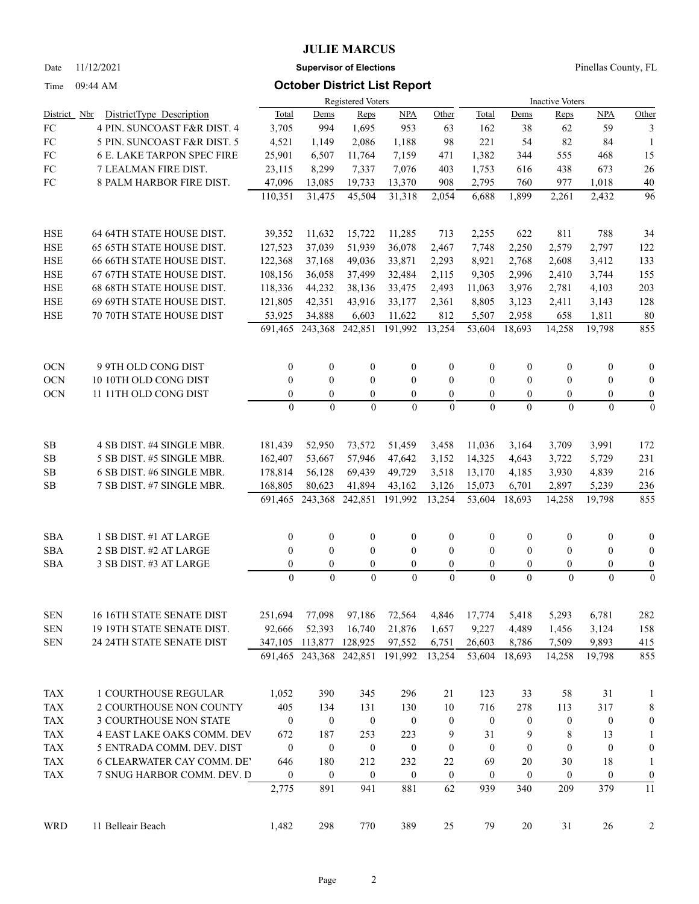# JULIE MARCUS

Date 11/12/2021 **Supervisor of Elections** Pinellas County, FL

Time 09:44 AM **October District List Report**

| District | Nbr | DistrictType Description | Registered Voters Total | Dems | Reps | NPA | Other | Inactive Voters Total | Dems | Reps | NPA | Other |
|---|---|---|---|---|---|---|---|---|---|---|---|---|
| FC | 4 | PIN. SUNCOAST F&R DIST. 4 | 3,705 | 994 | 1,695 | 953 | 63 | 162 | 38 | 62 | 59 | 3 |
| FC | 5 | PIN. SUNCOAST F&R DIST. 5 | 4,521 | 1,149 | 2,086 | 1,188 | 98 | 221 | 54 | 82 | 84 | 1 |
| FC | 6 | E. LAKE TARPON SPEC FIRE | 25,901 | 6,507 | 11,764 | 7,159 | 471 | 1,382 | 344 | 555 | 468 | 15 |
| FC | 7 | LEALMAN FIRE DIST. | 23,115 | 8,299 | 7,337 | 7,076 | 403 | 1,753 | 616 | 438 | 673 | 26 |
| FC | 8 | PALM HARBOR FIRE DIST. | 47,096 | 13,085 | 19,733 | 13,370 | 908 | 2,795 | 760 | 977 | 1,018 | 40 |
| | | | 110,351 | 31,475 | 45,504 | 31,318 | 2,054 | 6,688 | 1,899 | 2,261 | 2,432 | 96 |
| HSE | 64 | 64TH STATE HOUSE DIST. | 39,352 | 11,632 | 15,722 | 11,285 | 713 | 2,255 | 622 | 811 | 788 | 34 |
| HSE | 65 | 65TH STATE HOUSE DIST. | 127,523 | 37,039 | 51,939 | 36,078 | 2,467 | 7,748 | 2,250 | 2,579 | 2,797 | 122 |
| HSE | 66 | 66TH STATE HOUSE DIST. | 122,368 | 37,168 | 49,036 | 33,871 | 2,293 | 8,921 | 2,768 | 2,608 | 3,412 | 133 |
| HSE | 67 | 67TH STATE HOUSE DIST. | 108,156 | 36,058 | 37,499 | 32,484 | 2,115 | 9,305 | 2,996 | 2,410 | 3,744 | 155 |
| HSE | 68 | 68TH STATE HOUSE DIST. | 118,336 | 44,232 | 38,136 | 33,475 | 2,493 | 11,063 | 3,976 | 2,781 | 4,103 | 203 |
| HSE | 69 | 69TH STATE HOUSE DIST. | 121,805 | 42,351 | 43,916 | 33,177 | 2,361 | 8,805 | 3,123 | 2,411 | 3,143 | 128 |
| HSE | 70 | 70TH STATE HOUSE DIST | 53,925 | 34,888 | 6,603 | 11,622 | 812 | 5,507 | 2,958 | 658 | 1,811 | 80 |
| | | | 691,465 | 243,368 | 242,851 | 191,992 | 13,254 | 53,604 | 18,693 | 14,258 | 19,798 | 855 |
| OCN | 9 | 9TH OLD CONG DIST | 0 | 0 | 0 | 0 | 0 | 0 | 0 | 0 | 0 | 0 |
| OCN | 10 | 10TH OLD CONG DIST | 0 | 0 | 0 | 0 | 0 | 0 | 0 | 0 | 0 | 0 |
| OCN | 11 | 11TH OLD CONG DIST | 0 | 0 | 0 | 0 | 0 | 0 | 0 | 0 | 0 | 0 |
| | | | 0 | 0 | 0 | 0 | 0 | 0 | 0 | 0 | 0 | 0 |
| SB | 4 | SB DIST. #4 SINGLE MBR. | 181,439 | 52,950 | 73,572 | 51,459 | 3,458 | 11,036 | 3,164 | 3,709 | 3,991 | 172 |
| SB | 5 | SB DIST. #5 SINGLE MBR. | 162,407 | 53,667 | 57,946 | 47,642 | 3,152 | 14,325 | 4,643 | 3,722 | 5,729 | 231 |
| SB | 6 | SB DIST. #6 SINGLE MBR. | 178,814 | 56,128 | 69,439 | 49,729 | 3,518 | 13,170 | 4,185 | 3,930 | 4,839 | 216 |
| SB | 7 | SB DIST. #7 SINGLE MBR. | 168,805 | 80,623 | 41,894 | 43,162 | 3,126 | 15,073 | 6,701 | 2,897 | 5,239 | 236 |
| | | | 691,465 | 243,368 | 242,851 | 191,992 | 13,254 | 53,604 | 18,693 | 14,258 | 19,798 | 855 |
| SBA | 1 | SB DIST. #1 AT LARGE | 0 | 0 | 0 | 0 | 0 | 0 | 0 | 0 | 0 | 0 |
| SBA | 2 | SB DIST. #2 AT LARGE | 0 | 0 | 0 | 0 | 0 | 0 | 0 | 0 | 0 | 0 |
| SBA | 3 | SB DIST. #3 AT LARGE | 0 | 0 | 0 | 0 | 0 | 0 | 0 | 0 | 0 | 0 |
| | | | 0 | 0 | 0 | 0 | 0 | 0 | 0 | 0 | 0 | 0 |
| SEN | 16 | 16TH STATE SENATE DIST | 251,694 | 77,098 | 97,186 | 72,564 | 4,846 | 17,774 | 5,418 | 5,293 | 6,781 | 282 |
| SEN | 19 | 19TH STATE SENATE DIST. | 92,666 | 52,393 | 16,740 | 21,876 | 1,657 | 9,227 | 4,489 | 1,456 | 3,124 | 158 |
| SEN | 24 | 24TH STATE SENATE DIST | 347,105 | 113,877 | 128,925 | 97,552 | 6,751 | 26,603 | 8,786 | 7,509 | 9,893 | 415 |
| | | | 691,465 | 243,368 | 242,851 | 191,992 | 13,254 | 53,604 | 18,693 | 14,258 | 19,798 | 855 |
| TAX | 1 | COURTHOUSE REGULAR | 1,052 | 390 | 345 | 296 | 21 | 123 | 33 | 58 | 31 | 1 |
| TAX | 2 | COURTHOUSE NON COUNTY | 405 | 134 | 131 | 130 | 10 | 716 | 278 | 113 | 317 | 8 |
| TAX | 3 | COURTHOUSE NON STATE | 0 | 0 | 0 | 0 | 0 | 0 | 0 | 0 | 0 | 0 |
| TAX | 4 | EAST LAKE OAKS COMM. DEV | 672 | 187 | 253 | 223 | 9 | 31 | 9 | 8 | 13 | 1 |
| TAX | 5 | ENTRADA COMM. DEV. DIST | 0 | 0 | 0 | 0 | 0 | 0 | 0 | 0 | 0 | 0 |
| TAX | 6 | CLEARWATER CAY COMM. DE' | 646 | 180 | 212 | 232 | 22 | 69 | 20 | 30 | 18 | 1 |
| TAX | 7 | SNUG HARBOR COMM. DEV. D | 0 | 0 | 0 | 0 | 0 | 0 | 0 | 0 | 0 | 0 |
| | | | 2,775 | 891 | 941 | 881 | 62 | 939 | 340 | 209 | 379 | 11 |
| WRD | 11 | Belleair Beach | 1,482 | 298 | 770 | 389 | 25 | 79 | 20 | 31 | 26 | 2 |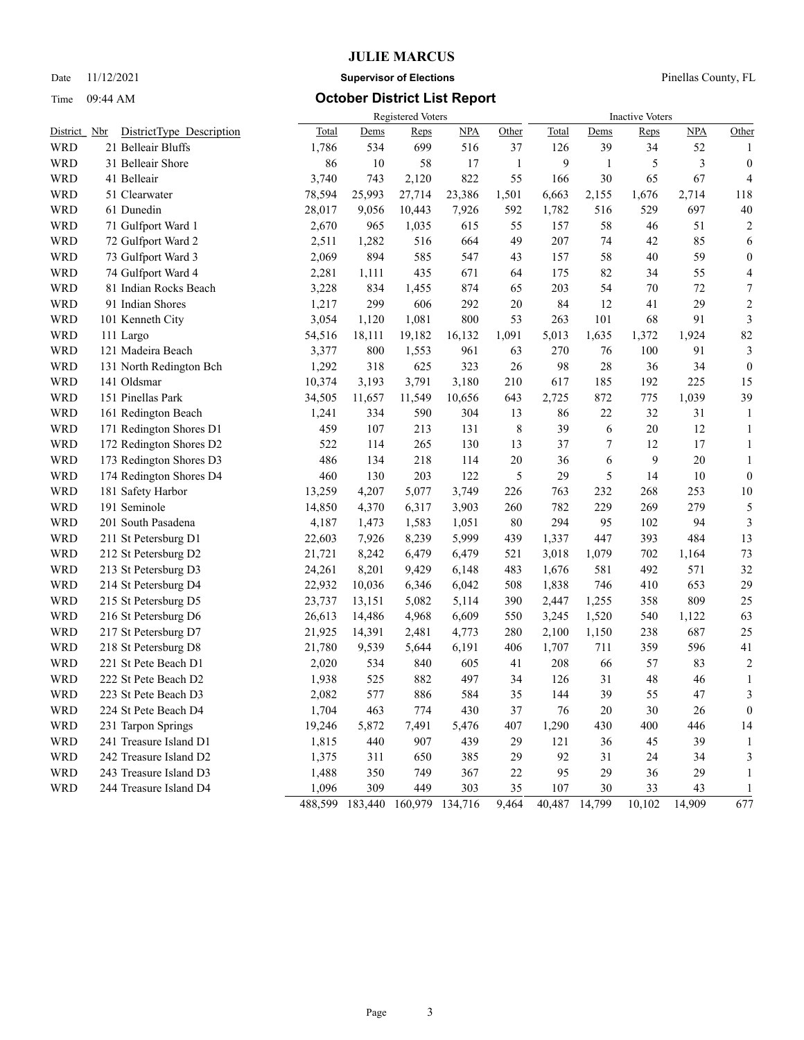# JULIE MARCUS

Date 11/12/2021 **Supervisor of Elections** Pinellas County, FL

Time 09:44 AM **October District List Report**

| District | Nbr | DistrictType Description | Registered Voters Total | Dems | Reps | NPA | Other | Inactive Voters Total | Dems | Reps | NPA | Other |
|---|---|---|---|---|---|---|---|---|---|---|---|---|
| WRD | 21 | Belleair Bluffs | 1,786 | 534 | 699 | 516 | 37 | 126 | 39 | 34 | 52 | 1 |
| WRD | 31 | Belleair Shore | 86 | 10 | 58 | 17 | 1 | 9 | 1 | 5 | 3 | 0 |
| WRD | 41 | Belleair | 3,740 | 743 | 2,120 | 822 | 55 | 166 | 30 | 65 | 67 | 4 |
| WRD | 51 | Clearwater | 78,594 | 25,993 | 27,714 | 23,386 | 1,501 | 6,663 | 2,155 | 1,676 | 2,714 | 118 |
| WRD | 61 | Dunedin | 28,017 | 9,056 | 10,443 | 7,926 | 592 | 1,782 | 516 | 529 | 697 | 40 |
| WRD | 71 | Gulfport Ward 1 | 2,670 | 965 | 1,035 | 615 | 55 | 157 | 58 | 46 | 51 | 2 |
| WRD | 72 | Gulfport Ward 2 | 2,511 | 1,282 | 516 | 664 | 49 | 207 | 74 | 42 | 85 | 6 |
| WRD | 73 | Gulfport Ward 3 | 2,069 | 894 | 585 | 547 | 43 | 157 | 58 | 40 | 59 | 0 |
| WRD | 74 | Gulfport Ward 4 | 2,281 | 1,111 | 435 | 671 | 64 | 175 | 82 | 34 | 55 | 4 |
| WRD | 81 | Indian Rocks Beach | 3,228 | 834 | 1,455 | 874 | 65 | 203 | 54 | 70 | 72 | 7 |
| WRD | 91 | Indian Shores | 1,217 | 299 | 606 | 292 | 20 | 84 | 12 | 41 | 29 | 2 |
| WRD | 101 | Kenneth City | 3,054 | 1,120 | 1,081 | 800 | 53 | 263 | 101 | 68 | 91 | 3 |
| WRD | 111 | Largo | 54,516 | 18,111 | 19,182 | 16,132 | 1,091 | 5,013 | 1,635 | 1,372 | 1,924 | 82 |
| WRD | 121 | Madeira Beach | 3,377 | 800 | 1,553 | 961 | 63 | 270 | 76 | 100 | 91 | 3 |
| WRD | 131 | North Redington Bch | 1,292 | 318 | 625 | 323 | 26 | 98 | 28 | 36 | 34 | 0 |
| WRD | 141 | Oldsmar | 10,374 | 3,193 | 3,791 | 3,180 | 210 | 617 | 185 | 192 | 225 | 15 |
| WRD | 151 | Pinellas Park | 34,505 | 11,657 | 11,549 | 10,656 | 643 | 2,725 | 872 | 775 | 1,039 | 39 |
| WRD | 161 | Redington Beach | 1,241 | 334 | 590 | 304 | 13 | 86 | 22 | 32 | 31 | 1 |
| WRD | 171 | Redington Shores D1 | 459 | 107 | 213 | 131 | 8 | 39 | 6 | 20 | 12 | 1 |
| WRD | 172 | Redington Shores D2 | 522 | 114 | 265 | 130 | 13 | 37 | 7 | 12 | 17 | 1 |
| WRD | 173 | Redington Shores D3 | 486 | 134 | 218 | 114 | 20 | 36 | 6 | 9 | 20 | 1 |
| WRD | 174 | Redington Shores D4 | 460 | 130 | 203 | 122 | 5 | 29 | 5 | 14 | 10 | 0 |
| WRD | 181 | Safety Harbor | 13,259 | 4,207 | 5,077 | 3,749 | 226 | 763 | 232 | 268 | 253 | 10 |
| WRD | 191 | Seminole | 14,850 | 4,370 | 6,317 | 3,903 | 260 | 782 | 229 | 269 | 279 | 5 |
| WRD | 201 | South Pasadena | 4,187 | 1,473 | 1,583 | 1,051 | 80 | 294 | 95 | 102 | 94 | 3 |
| WRD | 211 | St Petersburg D1 | 22,603 | 7,926 | 8,239 | 5,999 | 439 | 1,337 | 447 | 393 | 484 | 13 |
| WRD | 212 | St Petersburg D2 | 21,721 | 8,242 | 6,479 | 6,479 | 521 | 3,018 | 1,079 | 702 | 1,164 | 73 |
| WRD | 213 | St Petersburg D3 | 24,261 | 8,201 | 9,429 | 6,148 | 483 | 1,676 | 581 | 492 | 571 | 32 |
| WRD | 214 | St Petersburg D4 | 22,932 | 10,036 | 6,346 | 6,042 | 508 | 1,838 | 746 | 410 | 653 | 29 |
| WRD | 215 | St Petersburg D5 | 23,737 | 13,151 | 5,082 | 5,114 | 390 | 2,447 | 1,255 | 358 | 809 | 25 |
| WRD | 216 | St Petersburg D6 | 26,613 | 14,486 | 4,968 | 6,609 | 550 | 3,245 | 1,520 | 540 | 1,122 | 63 |
| WRD | 217 | St Petersburg D7 | 21,925 | 14,391 | 2,481 | 4,773 | 280 | 2,100 | 1,150 | 238 | 687 | 25 |
| WRD | 218 | St Petersburg D8 | 21,780 | 9,539 | 5,644 | 6,191 | 406 | 1,707 | 711 | 359 | 596 | 41 |
| WRD | 221 | St Pete Beach D1 | 2,020 | 534 | 840 | 605 | 41 | 208 | 66 | 57 | 83 | 2 |
| WRD | 222 | St Pete Beach D2 | 1,938 | 525 | 882 | 497 | 34 | 126 | 31 | 48 | 46 | 1 |
| WRD | 223 | St Pete Beach D3 | 2,082 | 577 | 886 | 584 | 35 | 144 | 39 | 55 | 47 | 3 |
| WRD | 224 | St Pete Beach D4 | 1,704 | 463 | 774 | 430 | 37 | 76 | 20 | 30 | 26 | 0 |
| WRD | 231 | Tarpon Springs | 19,246 | 5,872 | 7,491 | 5,476 | 407 | 1,290 | 430 | 400 | 446 | 14 |
| WRD | 241 | Treasure Island D1 | 1,815 | 440 | 907 | 439 | 29 | 121 | 36 | 45 | 39 | 1 |
| WRD | 242 | Treasure Island D2 | 1,375 | 311 | 650 | 385 | 29 | 92 | 31 | 24 | 34 | 3 |
| WRD | 243 | Treasure Island D3 | 1,488 | 350 | 749 | 367 | 22 | 95 | 29 | 36 | 29 | 1 |
| WRD | 244 | Treasure Island D4 | 1,096 | 309 | 449 | 303 | 35 | 107 | 30 | 33 | 43 | 1 |
| | | | 488,599 | 183,440 | 160,979 | 134,716 | 9,464 | 40,487 | 14,799 | 10,102 | 14,909 | 677 |